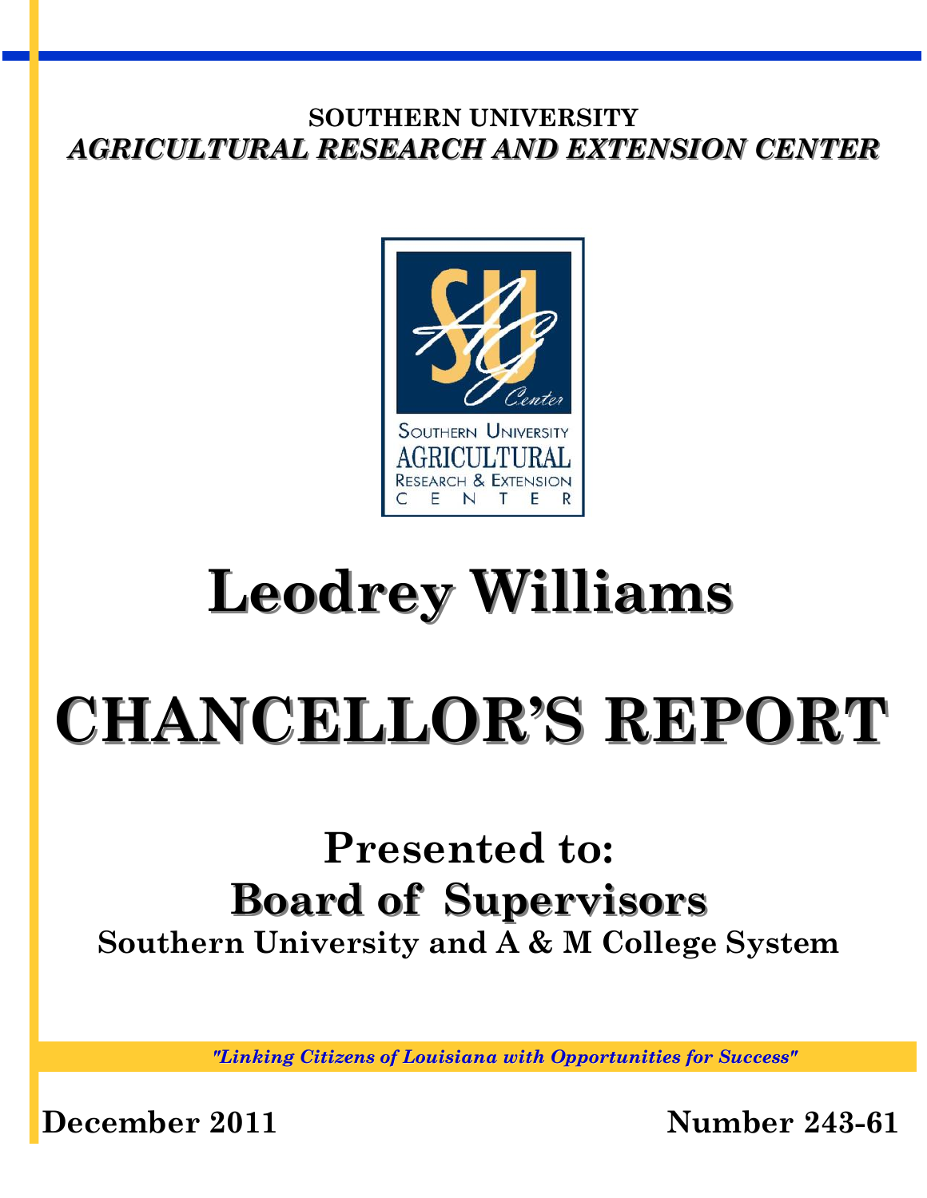**SOUTHERN UNIVERSITY**

***AGRICULTURAL RESEARCH AND EXTENSION CENTER***

Southern University Agricultural Research & Extension Center

# Leodrey Williams

# CHANCELLOR'S REPORT

## Presented to:

## Board of Supervisors

**Southern University and A & M College System**

*"Linking Citizens of Louisiana with Opportunities for Success"*

**December 2011** **Number 243-61**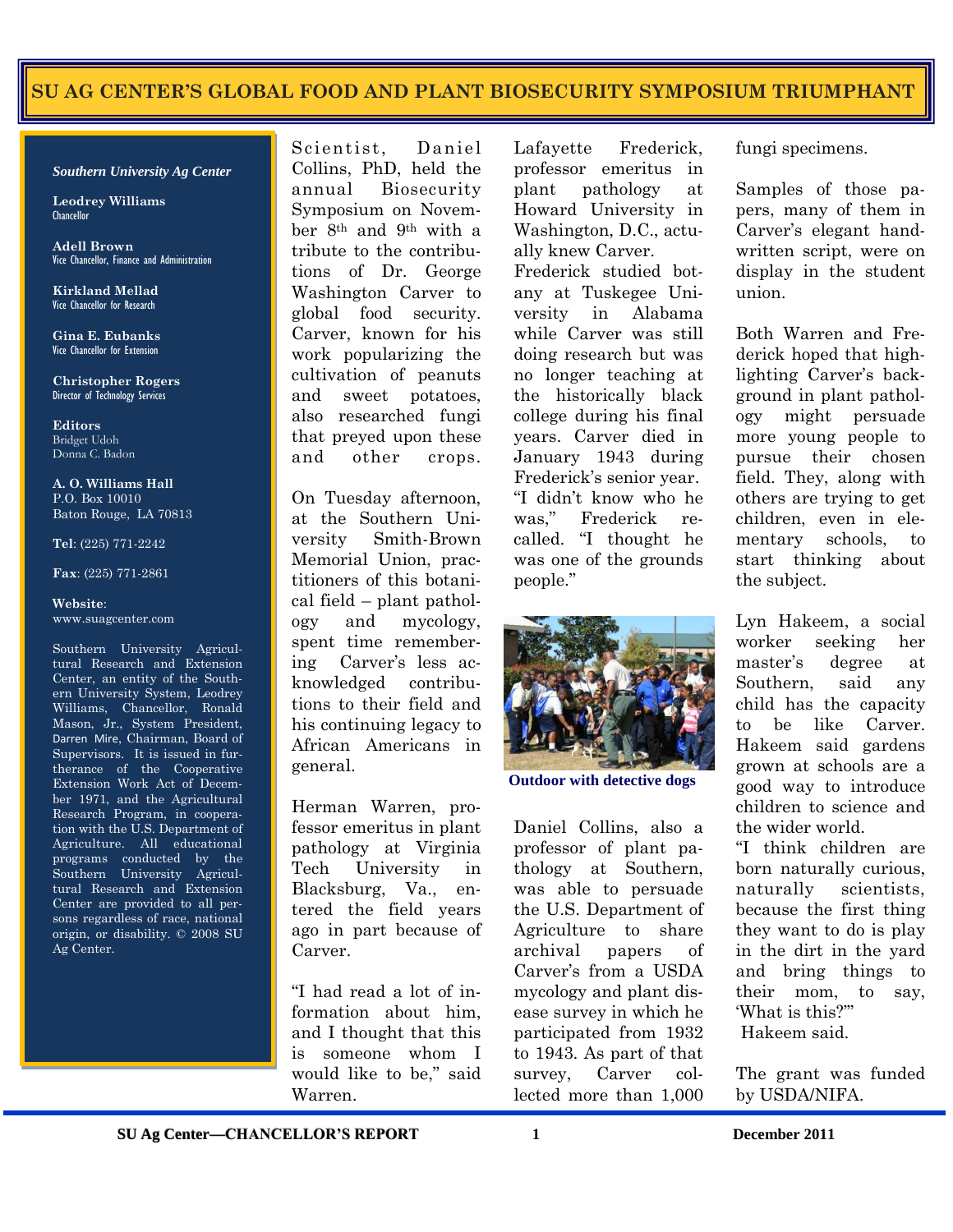# SU AG CENTER'S GLOBAL FOOD AND PLANT BIOSECURITY SYMPOSIUM TRIUMPHANT

***Southern University Ag Center***

**Leodrey Williams**
Chancellor

**Adell Brown**
Vice Chancellor, Finance and Administration

**Kirkland Mellad**
Vice Chancellor for Research

**Gina E. Eubanks**
Vice Chancellor for Extension

**Christopher Rogers**
Director of Technology Services

**Editors**
Bridget Udoh
Donna C. Badon

**A. O. Williams Hall**
P.O. Box 10010
Baton Rouge, LA 70813

**Tel**: (225) 771-2242

**Fax**: (225) 771-2861

**Website**:
www.suagcenter.com

Southern University Agricultural Research and Extension Center, an entity of the Southern University System, Leodrey Williams, Chancellor, Ronald Mason, Jr., System President, Darren Mire, Chairman, Board of Supervisors. It is issued in furtherance of the Cooperative Extension Work Act of December 1971, and the Agricultural Research Program, in cooperation with the U.S. Department of Agriculture. All educational programs conducted by the Southern University Agricultural Research and Extension Center are provided to all persons regardless of race, national origin, or disability. © 2008 SU Ag Center.

Scientist, Daniel Collins, PhD, held the annual Biosecurity Symposium on November 8th and 9th with a tribute to the contributions of Dr. George Washington Carver to global food security. Carver, known for his work popularizing the cultivation of peanuts and sweet potatoes, also researched fungi that preyed upon these and other crops.

On Tuesday afternoon, at the Southern University Smith-Brown Memorial Union, practitioners of this botanical field – plant pathology and mycology, spent time remembering Carver's less acknowledged contributions to their field and his continuing legacy to African Americans in general.

Herman Warren, professor emeritus in plant pathology at Virginia Tech University in Blacksburg, Va., entered the field years ago in part because of Carver.

"I had read a lot of information about him, and I thought that this is someone whom I would like to be," said Warren.

Lafayette Frederick, professor emeritus in plant pathology at Howard University in Washington, D.C., actually knew Carver. Frederick studied botany at Tuskegee University in Alabama while Carver was still doing research but was no longer teaching at the historically black college during his final years. Carver died in January 1943 during Frederick's senior year. "I didn't know who he was," Frederick recalled. "I thought he was one of the grounds people."

Outdoor with detective dogs

Daniel Collins, also a professor of plant pathology at Southern, was able to persuade the U.S. Department of Agriculture to share archival papers of Carver's from a USDA mycology and plant disease survey in which he participated from 1932 to 1943. As part of that survey, Carver collected more than 1,000 fungi specimens.

Samples of those papers, many of them in Carver's elegant handwritten script, were on display in the student union.

Both Warren and Frederick hoped that highlighting Carver's background in plant pathology might persuade more young people to pursue their chosen field. They, along with others are trying to get children, even in elementary schools, to start thinking about the subject.

Lyn Hakeem, a social worker seeking her master's degree at Southern, said any child has the capacity to be like Carver. Hakeem said gardens grown at schools are a good way to introduce children to science and the wider world.

"I think children are born naturally curious, naturally scientists, because the first thing they want to do is play in the dirt in the yard and bring things to their mom, to say, 'What is this?'" Hakeem said.

The grant was funded by USDA/NIFA.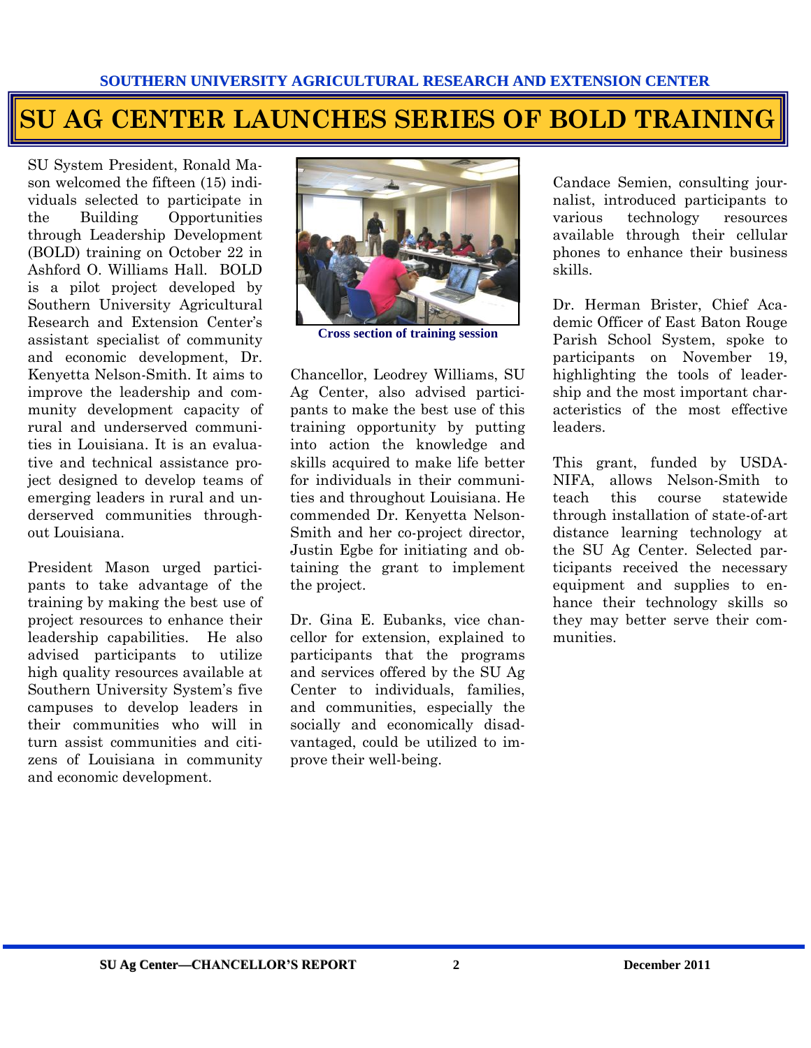SOUTHERN UNIVERSITY AGRICULTURAL RESEARCH AND EXTENSION CENTER

# SU AG CENTER LAUNCHES SERIES OF BOLD TRAINING

SU System President, Ronald Mason welcomed the fifteen (15) individuals selected to participate in the Building Opportunities through Leadership Development (BOLD) training on October 22 in Ashford O. Williams Hall. BOLD is a pilot project developed by Southern University Agricultural Research and Extension Center's assistant specialist of community and economic development, Dr. Kenyetta Nelson-Smith. It aims to improve the leadership and community development capacity of rural and underserved communities in Louisiana. It is an evaluative and technical assistance project designed to develop teams of emerging leaders in rural and underserved communities throughout Louisiana.

President Mason urged participants to take advantage of the training by making the best use of project resources to enhance their leadership capabilities. He also advised participants to utilize high quality resources available at Southern University System's five campuses to develop leaders in their communities who will in turn assist communities and citizens of Louisiana in community and economic development.

**Cross section of training session**

Chancellor, Leodrey Williams, SU Ag Center, also advised participants to make the best use of this training opportunity by putting into action the knowledge and skills acquired to make life better for individuals in their communities and throughout Louisiana. He commended Dr. Kenyetta Nelson-Smith and her co-project director, Justin Egbe for initiating and obtaining the grant to implement the project.

Dr. Gina E. Eubanks, vice chancellor for extension, explained to participants that the programs and services offered by the SU Ag Center to individuals, families, and communities, especially the socially and economically disadvantaged, could be utilized to improve their well-being.

Candace Semien, consulting journalist, introduced participants to various technology resources available through their cellular phones to enhance their business skills.

Dr. Herman Brister, Chief Academic Officer of East Baton Rouge Parish School System, spoke to participants on November 19, highlighting the tools of leadership and the most important characteristics of the most effective leaders.

This grant, funded by USDA-NIFA, allows Nelson-Smith to teach this course statewide through installation of state-of-art distance learning technology at the SU Ag Center. Selected participants received the necessary equipment and supplies to enhance their technology skills so they may better serve their communities.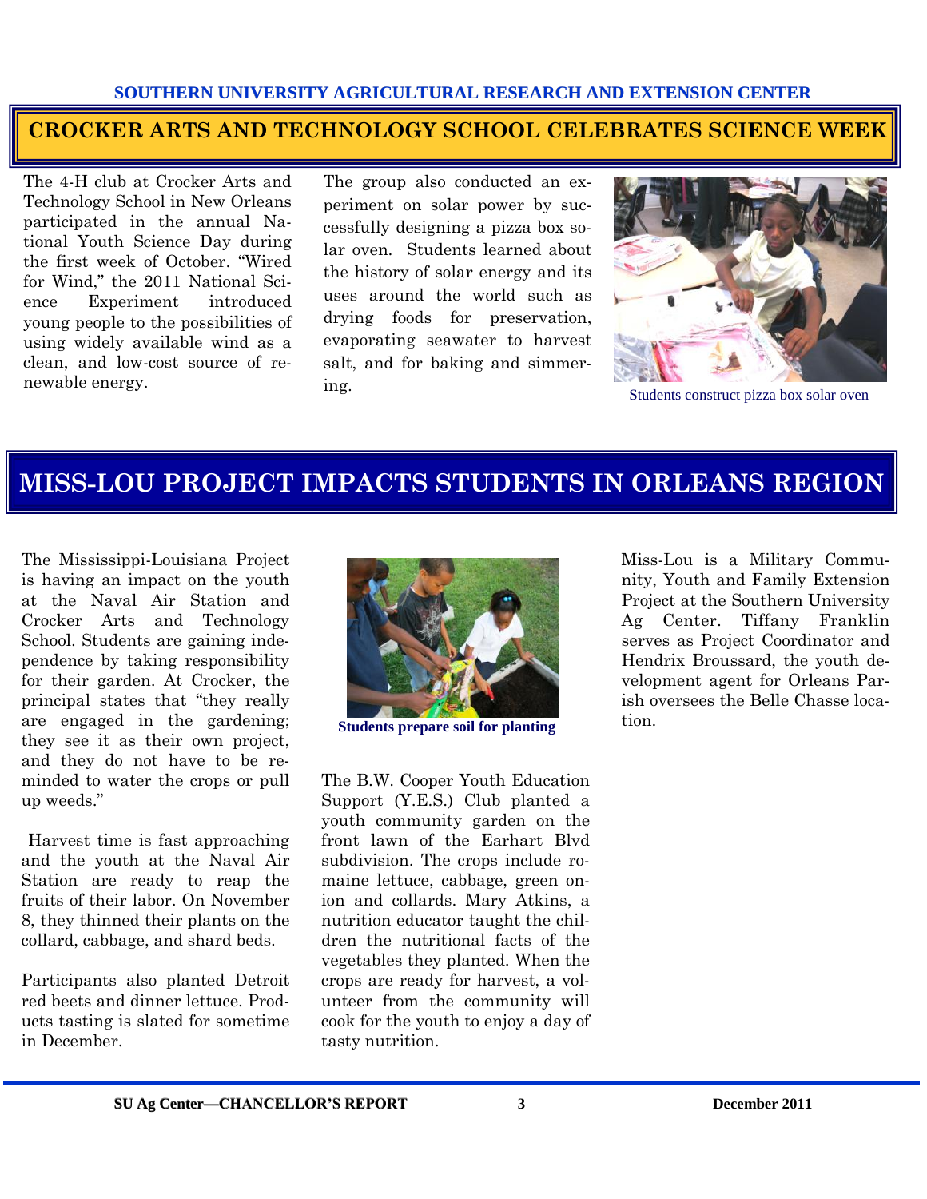## CROCKER ARTS AND TECHNOLOGY SCHOOL CELEBRATES SCIENCE WEEK

The 4-H club at Crocker Arts and Technology School in New Orleans participated in the annual National Youth Science Day during the first week of October. "Wired for Wind," the 2011 National Science Experiment introduced young people to the possibilities of using widely available wind as a clean, and low-cost source of renewable energy.

The group also conducted an experiment on solar power by successfully designing a pizza box solar oven. Students learned about the history of solar energy and its uses around the world such as drying foods for preservation, evaporating seawater to harvest salt, and for baking and simmering.

Students construct pizza box solar oven

## MISS-LOU PROJECT IMPACTS STUDENTS IN ORLEANS REGION

The Mississippi-Louisiana Project is having an impact on the youth at the Naval Air Station and Crocker Arts and Technology School. Students are gaining independence by taking responsibility for their garden. At Crocker, the principal states that "they really are engaged in the gardening; they see it as their own project, and they do not have to be reminded to water the crops or pull up weeds."

Harvest time is fast approaching and the youth at the Naval Air Station are ready to reap the fruits of their labor. On November 8, they thinned their plants on the collard, cabbage, and shard beds.

Participants also planted Detroit red beets and dinner lettuce. Products tasting is slated for sometime in December.

**Students prepare soil for planting**

The B.W. Cooper Youth Education Support (Y.E.S.) Club planted a youth community garden on the front lawn of the Earhart Blvd subdivision. The crops include romaine lettuce, cabbage, green onion and collards. Mary Atkins, a nutrition educator taught the children the nutritional facts of the vegetables they planted. When the crops are ready for harvest, a volunteer from the community will cook for the youth to enjoy a day of tasty nutrition.

Miss-Lou is a Military Community, Youth and Family Extension Project at the Southern University Ag Center. Tiffany Franklin serves as Project Coordinator and Hendrix Broussard, the youth development agent for Orleans Parish oversees the Belle Chasse location.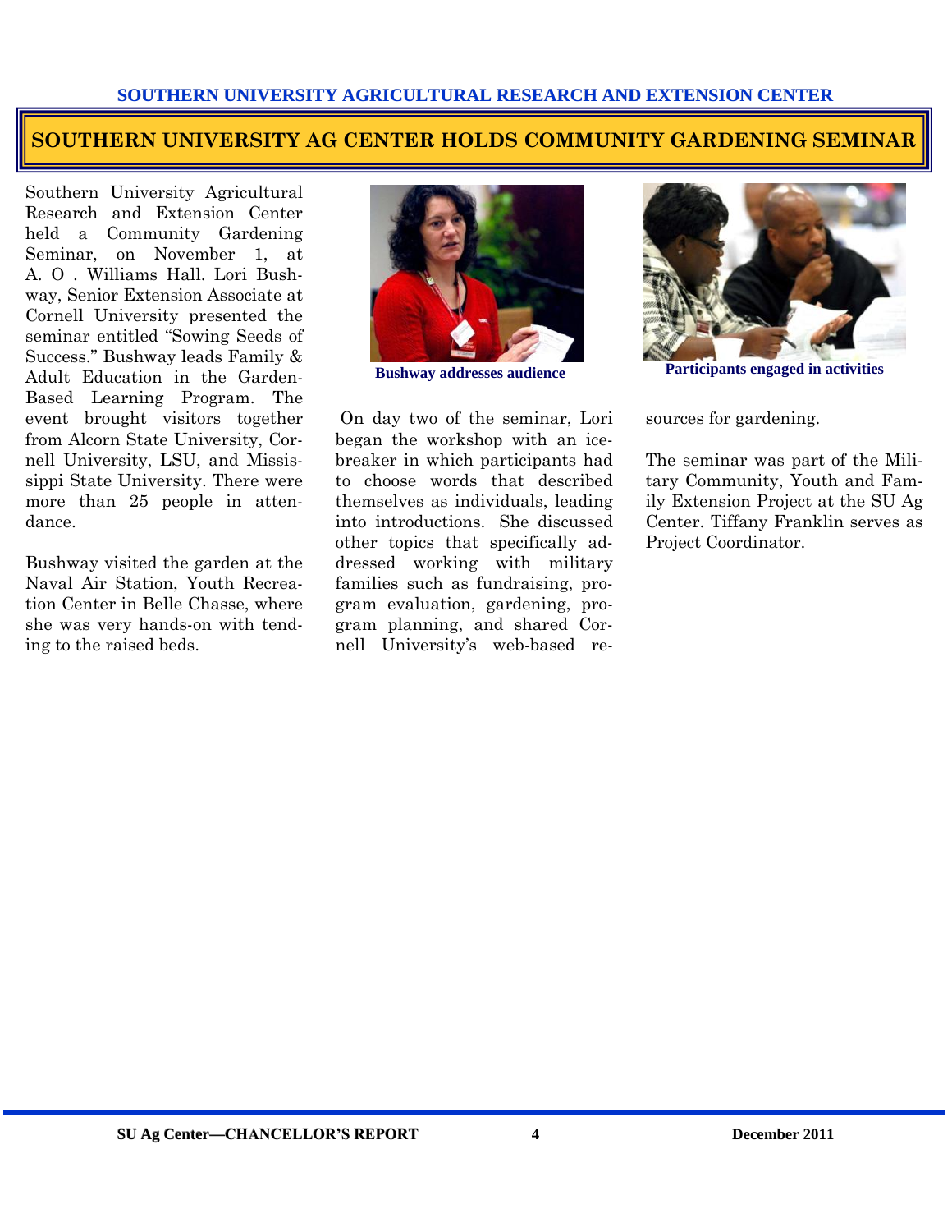## SOUTHERN UNIVERSITY AG CENTER HOLDS COMMUNITY GARDENING SEMINAR

Southern University Agricultural Research and Extension Center held a Community Gardening Seminar, on November 1, at A. O . Williams Hall. Lori Bushway, Senior Extension Associate at Cornell University presented the seminar entitled "Sowing Seeds of Success." Bushway leads Family & Adult Education in the Garden-Based Learning Program. The event brought visitors together from Alcorn State University, Cornell University, LSU, and Mississippi State University. There were more than 25 people in attendance.

Bushway visited the garden at the Naval Air Station, Youth Recreation Center in Belle Chasse, where she was very hands-on with tending to the raised beds.

**Bushway addresses audience**

**Participants engaged in activities**

On day two of the seminar, Lori began the workshop with an icebreaker in which participants had to choose words that described themselves as individuals, leading into introductions. She discussed other topics that specifically addressed working with military families such as fundraising, program evaluation, gardening, program planning, and shared Cornell University's web-based resources for gardening.

The seminar was part of the Military Community, Youth and Family Extension Project at the SU Ag Center. Tiffany Franklin serves as Project Coordinator.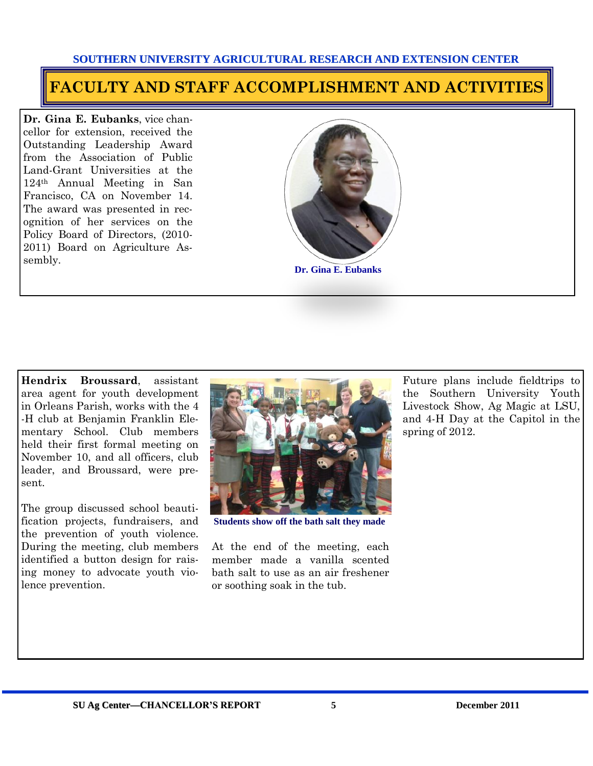SOUTHERN UNIVERSITY AGRICULTURAL RESEARCH AND EXTENSION CENTER

# FACULTY AND STAFF ACCOMPLISHMENT AND ACTIVITIES

**Dr. Gina E. Eubanks**, vice chancellor for extension, received the Outstanding Leadership Award from the Association of Public Land-Grant Universities at the 124th Annual Meeting in San Francisco, CA on November 14. The award was presented in recognition of her services on the Policy Board of Directors, (2010-2011) Board on Agriculture Assembly.

Dr. Gina E. Eubanks

**Hendrix Broussard**, assistant area agent for youth development in Orleans Parish, works with the 4-H club at Benjamin Franklin Elementary School. Club members held their first formal meeting on November 10, and all officers, club leader, and Broussard, were present.

The group discussed school beautification projects, fundraisers, and the prevention of youth violence. During the meeting, club members identified a button design for raising money to advocate youth violence prevention.

Students show off the bath salt they made

At the end of the meeting, each member made a vanilla scented bath salt to use as an air freshener or soothing soak in the tub.

Future plans include fieldtrips to the Southern University Youth Livestock Show, Ag Magic at LSU, and 4-H Day at the Capitol in the spring of 2012.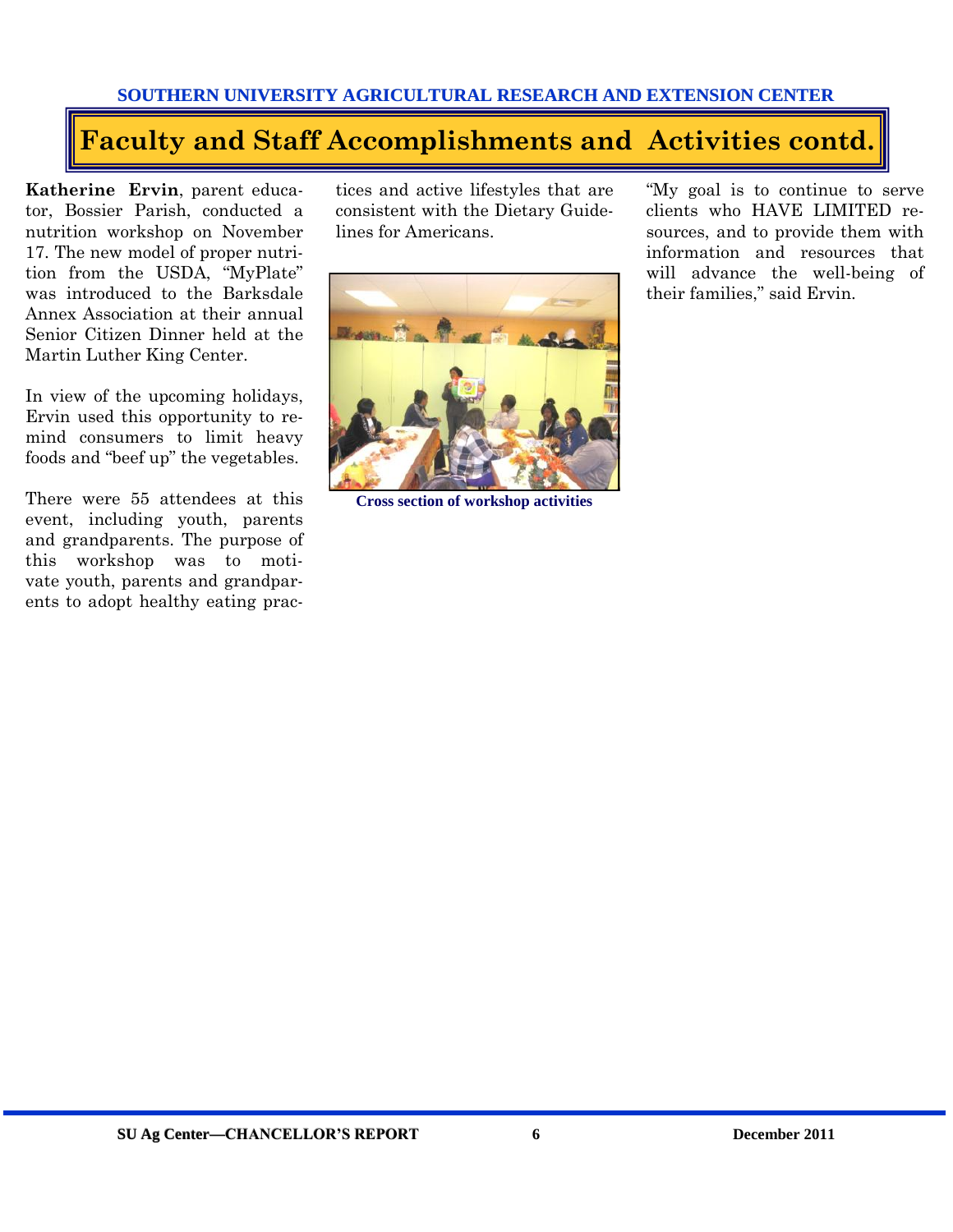# Faculty and Staff Accomplishments and Activities contd.

**Katherine Ervin**, parent educator, Bossier Parish, conducted a nutrition workshop on November 17. The new model of proper nutrition from the USDA, "MyPlate" was introduced to the Barksdale Annex Association at their annual Senior Citizen Dinner held at the Martin Luther King Center.

In view of the upcoming holidays, Ervin used this opportunity to remind consumers to limit heavy foods and "beef up" the vegetables.

There were 55 attendees at this event, including youth, parents and grandparents. The purpose of this workshop was to motivate youth, parents and grandparents to adopt healthy eating practices and active lifestyles that are consistent with the Dietary Guidelines for Americans.

Cross section of workshop activities

"My goal is to continue to serve clients who HAVE LIMITED resources, and to provide them with information and resources that will advance the well-being of their families," said Ervin.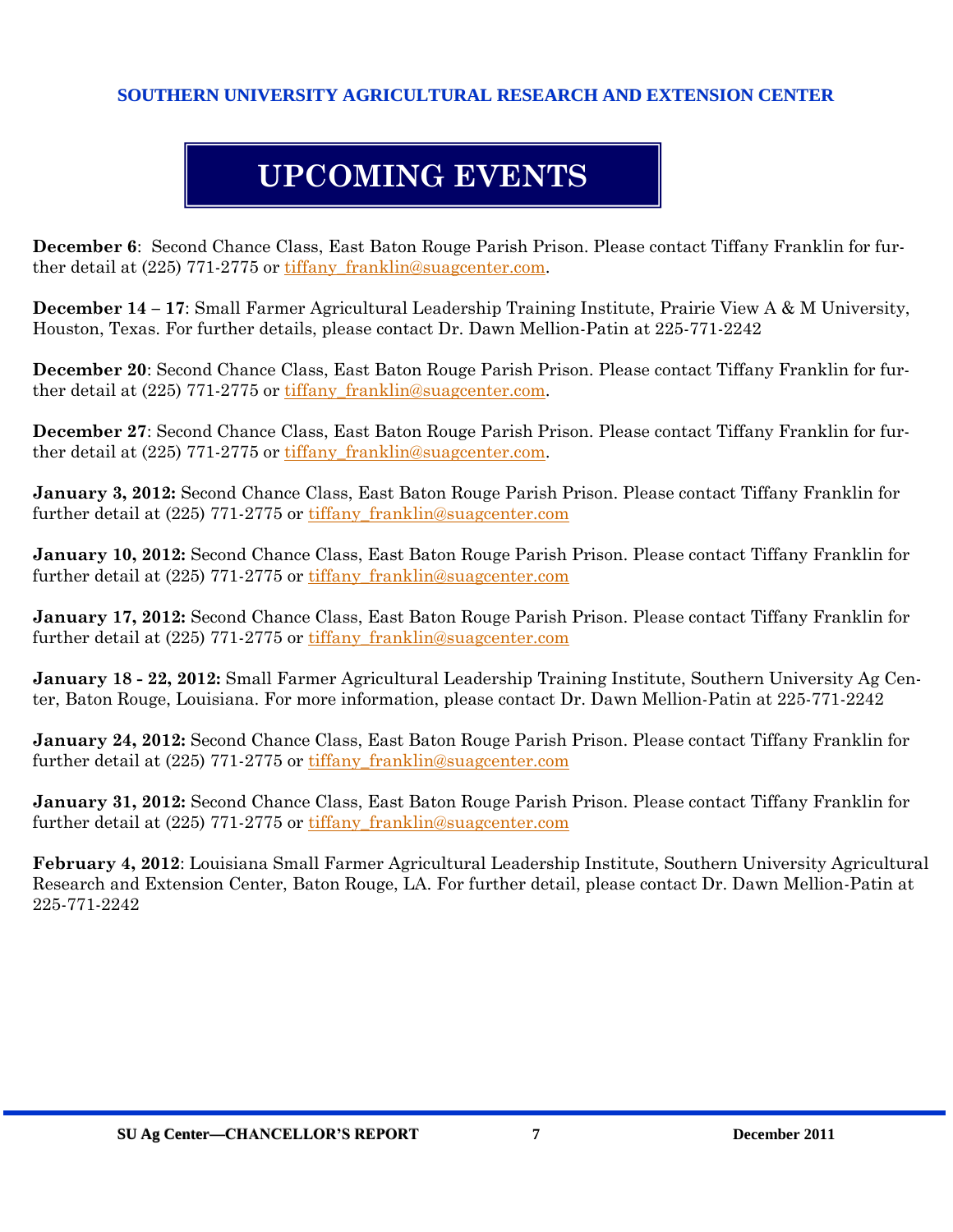SOUTHERN UNIVERSITY AGRICULTURAL RESEARCH AND EXTENSION CENTER

# UPCOMING EVENTS

**December 6**: Second Chance Class, East Baton Rouge Parish Prison. Please contact Tiffany Franklin for further detail at (225) 771-2775 or tiffany_franklin@suagcenter.com.

**December 14 – 17**: Small Farmer Agricultural Leadership Training Institute, Prairie View A & M University, Houston, Texas. For further details, please contact Dr. Dawn Mellion-Patin at 225-771-2242

**December 20**: Second Chance Class, East Baton Rouge Parish Prison. Please contact Tiffany Franklin for further detail at (225) 771-2775 or tiffany_franklin@suagcenter.com.

**December 27**: Second Chance Class, East Baton Rouge Parish Prison. Please contact Tiffany Franklin for further detail at (225) 771-2775 or tiffany_franklin@suagcenter.com.

**January 3, 2012:** Second Chance Class, East Baton Rouge Parish Prison. Please contact Tiffany Franklin for further detail at (225) 771-2775 or tiffany_franklin@suagcenter.com

**January 10, 2012:** Second Chance Class, East Baton Rouge Parish Prison. Please contact Tiffany Franklin for further detail at (225) 771-2775 or tiffany_franklin@suagcenter.com

**January 17, 2012:** Second Chance Class, East Baton Rouge Parish Prison. Please contact Tiffany Franklin for further detail at (225) 771-2775 or tiffany_franklin@suagcenter.com

**January 18 - 22, 2012:** Small Farmer Agricultural Leadership Training Institute, Southern University Ag Center, Baton Rouge, Louisiana. For more information, please contact Dr. Dawn Mellion-Patin at 225-771-2242

**January 24, 2012:** Second Chance Class, East Baton Rouge Parish Prison. Please contact Tiffany Franklin for further detail at (225) 771-2775 or tiffany_franklin@suagcenter.com

**January 31, 2012:** Second Chance Class, East Baton Rouge Parish Prison. Please contact Tiffany Franklin for further detail at (225) 771-2775 or tiffany_franklin@suagcenter.com

**February 4, 2012**: Louisiana Small Farmer Agricultural Leadership Institute, Southern University Agricultural Research and Extension Center, Baton Rouge, LA. For further detail, please contact Dr. Dawn Mellion-Patin at 225-771-2242